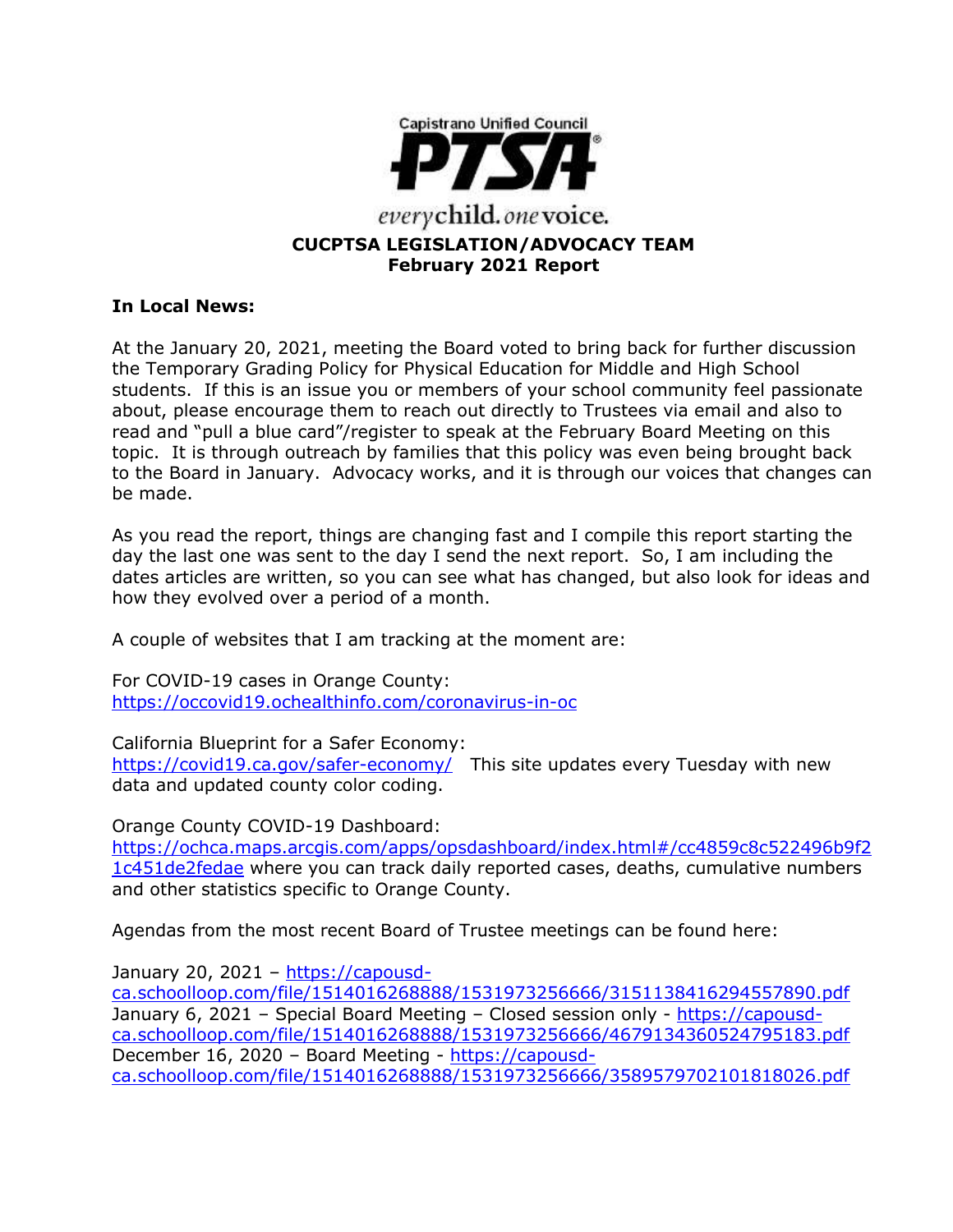Capistrano Unified Council

**PTSA**

*every* child. *one* voice.

**CUCPTSA LEGISLATION/ADVOCACY TEAM**
**February 2021 Report**

**In Local News:**

At the January 20, 2021, meeting the Board voted to bring back for further discussion the Temporary Grading Policy for Physical Education for Middle and High School students. If this is an issue you or members of your school community feel passionate about, please encourage them to reach out directly to Trustees via email and also to read and "pull a blue card"/register to speak at the February Board Meeting on this topic. It is through outreach by families that this policy was even being brought back to the Board in January. Advocacy works, and it is through our voices that changes can be made.

As you read the report, things are changing fast and I compile this report starting the day the last one was sent to the day I send the next report. So, I am including the dates articles are written, so you can see what has changed, but also look for ideas and how they evolved over a period of a month.

A couple of websites that I am tracking at the moment are:

For COVID-19 cases in Orange County:
https://occovid19.ochealthinfo.com/coronavirus-in-oc

California Blueprint for a Safer Economy:
https://covid19.ca.gov/safer-economy/ This site updates every Tuesday with new data and updated county color coding.

Orange County COVID-19 Dashboard:
https://ochca.maps.arcgis.com/apps/opsdashboard/index.html#/cc4859c8c522496b9f21c451de2fedae where you can track daily reported cases, deaths, cumulative numbers and other statistics specific to Orange County.

Agendas from the most recent Board of Trustee meetings can be found here:

January 20, 2021 – https://capousd-ca.schoolloop.com/file/1514016268888/1531973256666/3151138416294557890.pdf
January 6, 2021 – Special Board Meeting – Closed session only - https://capousd-ca.schoolloop.com/file/1514016268888/1531973256666/4679134360524795183.pdf
December 16, 2020 – Board Meeting - https://capousd-ca.schoolloop.com/file/1514016268888/1531973256666/3589579702101818026.pdf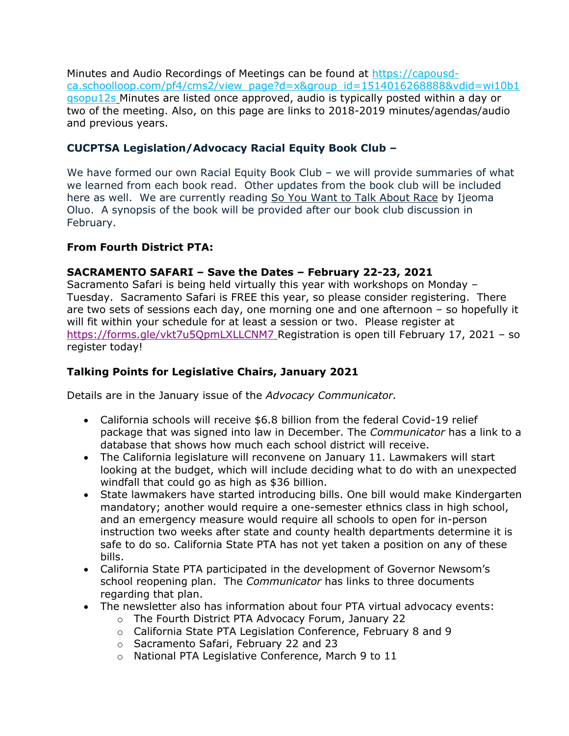Minutes and Audio Recordings of Meetings can be found at https://capousd-ca.schoolloop.com/pf4/cms2/view_page?d=x&group_id=1514016268888&vdid=wi10b1qsopu12s Minutes are listed once approved, audio is typically posted within a day or two of the meeting. Also, on this page are links to 2018-2019 minutes/agendas/audio and previous years.

**CUCPTSA Legislation/Advocacy Racial Equity Book Club –**

We have formed our own Racial Equity Book Club – we will provide summaries of what we learned from each book read. Other updates from the book club will be included here as well. We are currently reading So You Want to Talk About Race by Ijeoma Oluo. A synopsis of the book will be provided after our book club discussion in February.

**From Fourth District PTA:**

**SACRAMENTO SAFARI – Save the Dates – February 22-23, 2021**

Sacramento Safari is being held virtually this year with workshops on Monday – Tuesday. Sacramento Safari is FREE this year, so please consider registering. There are two sets of sessions each day, one morning one and one afternoon – so hopefully it will fit within your schedule for at least a session or two. Please register at https://forms.gle/vkt7u5QpmLXLLCNM7 Registration is open till February 17, 2021 – so register today!

**Talking Points for Legislative Chairs, January 2021**

Details are in the January issue of the *Advocacy Communicator.*

- California schools will receive $6.8 billion from the federal Covid-19 relief package that was signed into law in December. The *Communicator* has a link to a database that shows how much each school district will receive.
- The California legislature will reconvene on January 11. Lawmakers will start looking at the budget, which will include deciding what to do with an unexpected windfall that could go as high as $36 billion.
- State lawmakers have started introducing bills. One bill would make Kindergarten mandatory; another would require a one-semester ethnics class in high school, and an emergency measure would require all schools to open for in-person instruction two weeks after state and county health departments determine it is safe to do so. California State PTA has not yet taken a position on any of these bills.
- California State PTA participated in the development of Governor Newsom's school reopening plan. The *Communicator* has links to three documents regarding that plan.
- The newsletter also has information about four PTA virtual advocacy events:
  - The Fourth District PTA Advocacy Forum, January 22
  - California State PTA Legislation Conference, February 8 and 9
  - Sacramento Safari, February 22 and 23
  - National PTA Legislative Conference, March 9 to 11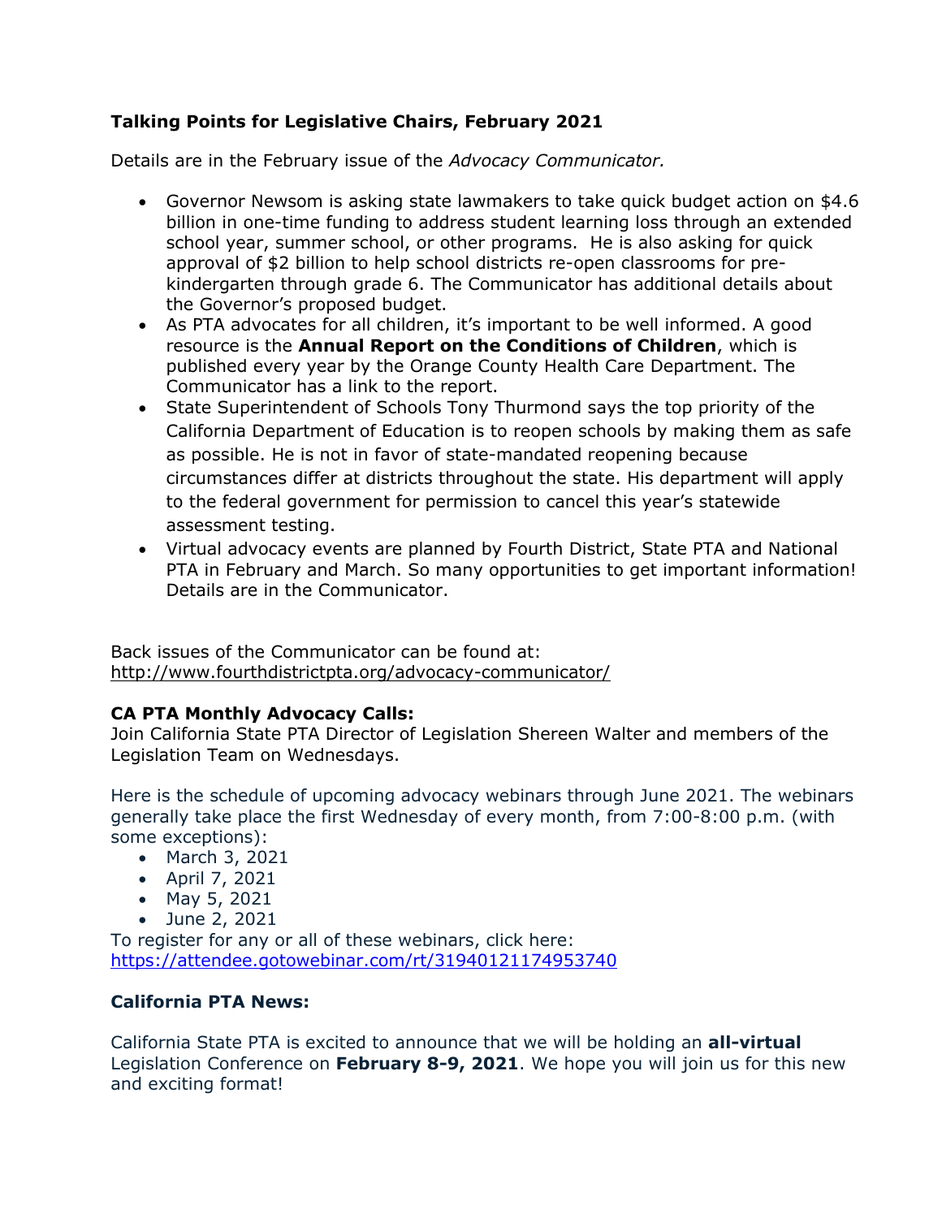**Talking Points for Legislative Chairs, February 2021**

Details are in the February issue of the *Advocacy Communicator.*

- Governor Newsom is asking state lawmakers to take quick budget action on $4.6 billion in one-time funding to address student learning loss through an extended school year, summer school, or other programs. He is also asking for quick approval of $2 billion to help school districts re-open classrooms for pre-kindergarten through grade 6. The Communicator has additional details about the Governor's proposed budget.
- As PTA advocates for all children, it's important to be well informed. A good resource is the **Annual Report on the Conditions of Children**, which is published every year by the Orange County Health Care Department. The Communicator has a link to the report.
- State Superintendent of Schools Tony Thurmond says the top priority of the California Department of Education is to reopen schools by making them as safe as possible. He is not in favor of state-mandated reopening because circumstances differ at districts throughout the state. His department will apply to the federal government for permission to cancel this year's statewide assessment testing.
- Virtual advocacy events are planned by Fourth District, State PTA and National PTA in February and March. So many opportunities to get important information! Details are in the Communicator.

Back issues of the Communicator can be found at: http://www.fourthdistrictpta.org/advocacy-communicator/

**CA PTA Monthly Advocacy Calls:**
Join California State PTA Director of Legislation Shereen Walter and members of the Legislation Team on Wednesdays.

Here is the schedule of upcoming advocacy webinars through June 2021. The webinars generally take place the first Wednesday of every month, from 7:00-8:00 p.m. (with some exceptions):

- March 3, 2021
- April 7, 2021
- May 5, 2021
- June 2, 2021

To register for any or all of these webinars, click here: https://attendee.gotowebinar.com/rt/3194012117495374​0

**California PTA News:**

California State PTA is excited to announce that we will be holding an **all-virtual** Legislation Conference on **February 8-9, 2021**. We hope you will join us for this new and exciting format!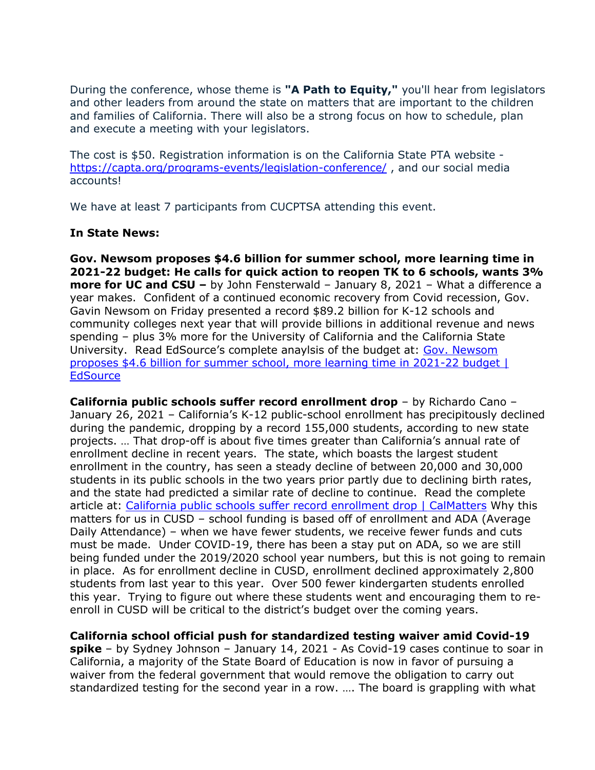During the conference, whose theme is **"A Path to Equity,"** you'll hear from legislators and other leaders from around the state on matters that are important to the children and families of California. There will also be a strong focus on how to schedule, plan and execute a meeting with your legislators.

The cost is $50. Registration information is on the California State PTA website - [https://capta.org/programs-events/legislation-conference/](https://capta.org/programs-events/legislation-conference/) , and our social media accounts!

We have at least 7 participants from CUCPTSA attending this event.

**In State News:**

**Gov. Newsom proposes $4.6 billion for summer school, more learning time in 2021-22 budget: He calls for quick action to reopen TK to 6 schools, wants 3% more for UC and CSU –** by John Fensterwald – January 8, 2021 – What a difference a year makes. Confident of a continued economic recovery from Covid recession, Gov. Gavin Newsom on Friday presented a record $89.2 billion for K-12 schools and community colleges next year that will provide billions in additional revenue and news spending – plus 3% more for the University of California and the California State University. Read EdSource's complete anaylsis of the budget at: [Gov. Newsom proposes $4.6 billion for summer school, more learning time in 2021-22 budget | EdSource]()

**California public schools suffer record enrollment drop** – by Richardo Cano – January 26, 2021 – California's K-12 public-school enrollment has precipitously declined during the pandemic, dropping by a record 155,000 students, according to new state projects. … That drop-off is about five times greater than California's annual rate of enrollment decline in recent years. The state, which boasts the largest student enrollment in the country, has seen a steady decline of between 20,000 and 30,000 students in its public schools in the two years prior partly due to declining birth rates, and the state had predicted a similar rate of decline to continue. Read the complete article at: [California public schools suffer record enrollment drop | CalMatters]() Why this matters for us in CUSD – school funding is based off of enrollment and ADA (Average Daily Attendance) – when we have fewer students, we receive fewer funds and cuts must be made. Under COVID-19, there has been a stay put on ADA, so we are still being funded under the 2019/2020 school year numbers, but this is not going to remain in place. As for enrollment decline in CUSD, enrollment declined approximately 2,800 students from last year to this year. Over 500 fewer kindergarten students enrolled this year. Trying to figure out where these students went and encouraging them to re-enroll in CUSD will be critical to the district's budget over the coming years.

**California school official push for standardized testing waiver amid Covid-19 spike** – by Sydney Johnson – January 14, 2021 - As Covid-19 cases continue to soar in California, a majority of the State Board of Education is now in favor of pursuing a waiver from the federal government that would remove the obligation to carry out standardized testing for the second year in a row. …. The board is grappling with what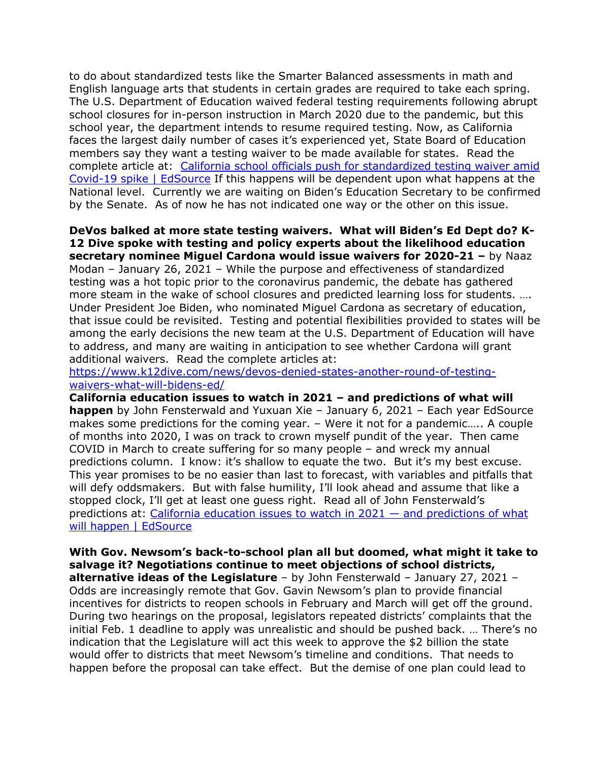to do about standardized tests like the Smarter Balanced assessments in math and English language arts that students in certain grades are required to take each spring. The U.S. Department of Education waived federal testing requirements following abrupt school closures for in-person instruction in March 2020 due to the pandemic, but this school year, the department intends to resume required testing. Now, as California faces the largest daily number of cases it's experienced yet, State Board of Education members say they want a testing waiver to be made available for states. Read the complete article at: [California school officials push for standardized testing waiver amid Covid-19 spike | EdSource]() If this happens will be dependent upon what happens at the National level. Currently we are waiting on Biden's Education Secretary to be confirmed by the Senate. As of now he has not indicated one way or the other on this issue.

**DeVos balked at more state testing waivers. What will Biden's Ed Dept do? K-12 Dive spoke with testing and policy experts about the likelihood education secretary nominee Miguel Cardona would issue waivers for 2020-21 –** by Naaz Modan – January 26, 2021 – While the purpose and effectiveness of standardized testing was a hot topic prior to the coronavirus pandemic, the debate has gathered more steam in the wake of school closures and predicted learning loss for students. …. Under President Joe Biden, who nominated Miguel Cardona as secretary of education, that issue could be revisited. Testing and potential flexibilities provided to states will be among the early decisions the new team at the U.S. Department of Education will have to address, and many are waiting in anticipation to see whether Cardona will grant additional waivers. Read the complete articles at:
https://www.k12dive.com/news/devos-denied-states-another-round-of-testing-waivers-what-will-bidens-ed/

**California education issues to watch in 2021 – and predictions of what will happen** by John Fensterwald and Yuxuan Xie – January 6, 2021 – Each year EdSource makes some predictions for the coming year. – Were it not for a pandemic….. A couple of months into 2020, I was on track to crown myself pundit of the year. Then came COVID in March to create suffering for so many people – and wreck my annual predictions column. I know: it's shallow to equate the two. But it's my best excuse. This year promises to be no easier than last to forecast, with variables and pitfalls that will defy oddsmakers. But with false humility, I'll look ahead and assume that like a stopped clock, I'll get at least one guess right. Read all of John Fensterwald's predictions at: [California education issues to watch in 2021 — and predictions of what will happen | EdSource]()

**With Gov. Newsom's back-to-school plan all but doomed, what might it take to salvage it? Negotiations continue to meet objections of school districts, alternative ideas of the Legislature** – by John Fensterwald – January 27, 2021 – Odds are increasingly remote that Gov. Gavin Newsom's plan to provide financial incentives for districts to reopen schools in February and March will get off the ground. During two hearings on the proposal, legislators repeated districts' complaints that the initial Feb. 1 deadline to apply was unrealistic and should be pushed back. … There's no indication that the Legislature will act this week to approve the $2 billion the state would offer to districts that meet Newsom's timeline and conditions. That needs to happen before the proposal can take effect. But the demise of one plan could lead to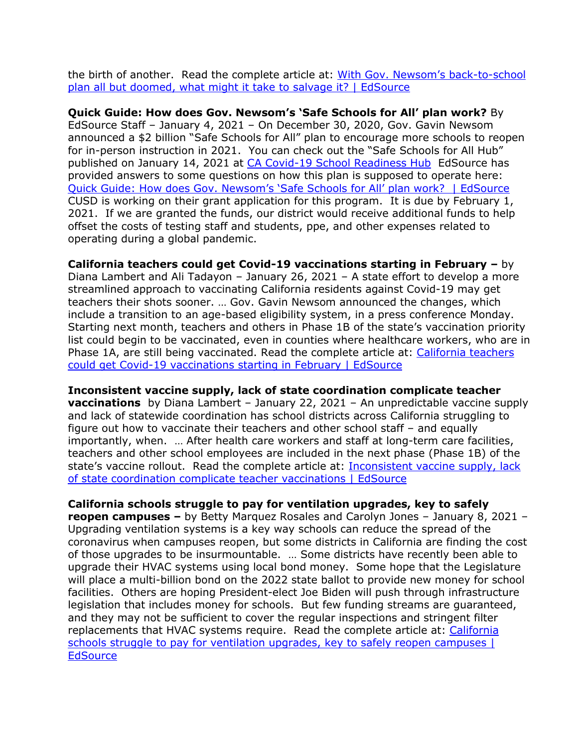the birth of another. Read the complete article at: [With Gov. Newsom's back-to-school plan all but doomed, what might it take to salvage it? | EdSource]

**Quick Guide: How does Gov. Newsom's 'Safe Schools for All' plan work?** By EdSource Staff – January 4, 2021 – On December 30, 2020, Gov. Gavin Newsom announced a $2 billion "Safe Schools for All" plan to encourage more schools to reopen for in-person instruction in 2021. You can check out the "Safe Schools for All Hub" published on January 14, 2021 at [CA Covid-19 School Readiness Hub] EdSource has provided answers to some questions on how this plan is supposed to operate here: [Quick Guide: How does Gov. Newsom's 'Safe Schools for All' plan work? | EdSource] CUSD is working on their grant application for this program. It is due by February 1, 2021. If we are granted the funds, our district would receive additional funds to help offset the costs of testing staff and students, ppe, and other expenses related to operating during a global pandemic.

**California teachers could get Covid-19 vaccinations starting in February –** by Diana Lambert and Ali Tadayon – January 26, 2021 – A state effort to develop a more streamlined approach to vaccinating California residents against Covid-19 may get teachers their shots sooner. … Gov. Gavin Newsom announced the changes, which include a transition to an age-based eligibility system, in a press conference Monday. Starting next month, teachers and others in Phase 1B of the state's vaccination priority list could begin to be vaccinated, even in counties where healthcare workers, who are in Phase 1A, are still being vaccinated. Read the complete article at: [California teachers could get Covid-19 vaccinations starting in February | EdSource]

**Inconsistent vaccine supply, lack of state coordination complicate teacher vaccinations** by Diana Lambert – January 22, 2021 – An unpredictable vaccine supply and lack of statewide coordination has school districts across California struggling to figure out how to vaccinate their teachers and other school staff – and equally importantly, when. … After health care workers and staff at long-term care facilities, teachers and other school employees are included in the next phase (Phase 1B) of the state's vaccine rollout. Read the complete article at: [Inconsistent vaccine supply, lack of state coordination complicate teacher vaccinations | EdSource]

**California schools struggle to pay for ventilation upgrades, key to safely reopen campuses –** by Betty Marquez Rosales and Carolyn Jones – January 8, 2021 – Upgrading ventilation systems is a key way schools can reduce the spread of the coronavirus when campuses reopen, but some districts in California are finding the cost of those upgrades to be insurmountable. … Some districts have recently been able to upgrade their HVAC systems using local bond money. Some hope that the Legislature will place a multi-billion bond on the 2022 state ballot to provide new money for school facilities. Others are hoping President-elect Joe Biden will push through infrastructure legislation that includes money for schools. But few funding streams are guaranteed, and they may not be sufficient to cover the regular inspections and stringent filter replacements that HVAC systems require. Read the complete article at: [California schools struggle to pay for ventilation upgrades, key to safely reopen campuses | EdSource]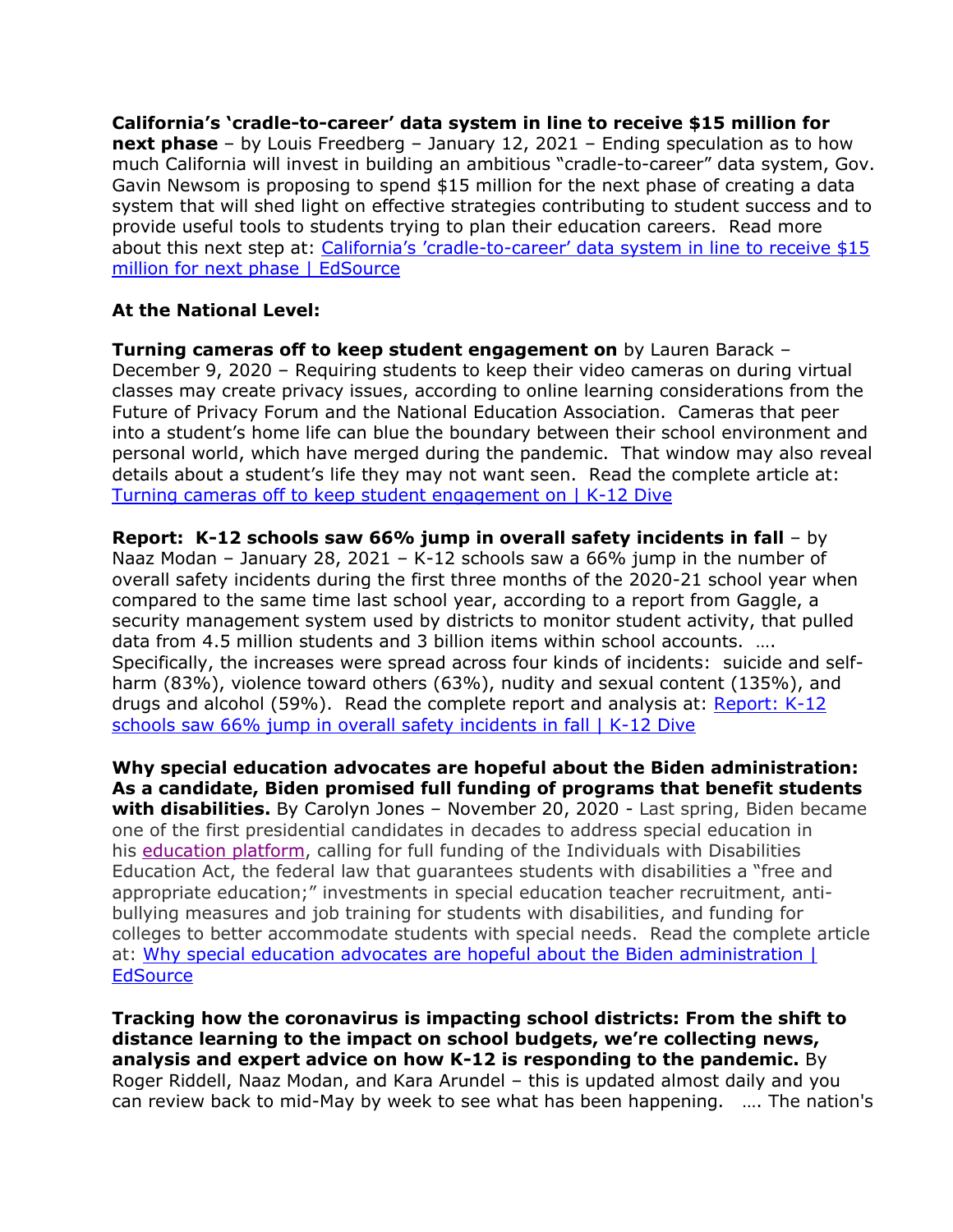**California's 'cradle-to-career' data system in line to receive $15 million for next phase** – by Louis Freedberg – January 12, 2021 – Ending speculation as to how much California will invest in building an ambitious "cradle-to-career" data system, Gov. Gavin Newsom is proposing to spend $15 million for the next phase of creating a data system that will shed light on effective strategies contributing to student success and to provide useful tools to students trying to plan their education careers. Read more about this next step at: [California's 'cradle-to-career' data system in line to receive $15 million for next phase | EdSource]()

**At the National Level:**

**Turning cameras off to keep student engagement on** by Lauren Barack – December 9, 2020 – Requiring students to keep their video cameras on during virtual classes may create privacy issues, according to online learning considerations from the Future of Privacy Forum and the National Education Association. Cameras that peer into a student's home life can blue the boundary between their school environment and personal world, which have merged during the pandemic. That window may also reveal details about a student's life they may not want seen. Read the complete article at: [Turning cameras off to keep student engagement on | K-12 Dive]()

**Report: K-12 schools saw 66% jump in overall safety incidents in fall** – by Naaz Modan – January 28, 2021 – K-12 schools saw a 66% jump in the number of overall safety incidents during the first three months of the 2020-21 school year when compared to the same time last school year, according to a report from Gaggle, a security management system used by districts to monitor student activity, that pulled data from 4.5 million students and 3 billion items within school accounts. …. Specifically, the increases were spread across four kinds of incidents: suicide and self-harm (83%), violence toward others (63%), nudity and sexual content (135%), and drugs and alcohol (59%). Read the complete report and analysis at: [Report: K-12 schools saw 66% jump in overall safety incidents in fall | K-12 Dive]()

**Why special education advocates are hopeful about the Biden administration: As a candidate, Biden promised full funding of programs that benefit students with disabilities.** By Carolyn Jones – November 20, 2020 - Last spring, Biden became one of the first presidential candidates in decades to address special education in his [education platform](), calling for full funding of the Individuals with Disabilities Education Act, the federal law that guarantees students with disabilities a "free and appropriate education;" investments in special education teacher recruitment, anti-bullying measures and job training for students with disabilities, and funding for colleges to better accommodate students with special needs. Read the complete article at: [Why special education advocates are hopeful about the Biden administration | EdSource]()

**Tracking how the coronavirus is impacting school districts: From the shift to distance learning to the impact on school budgets, we're collecting news, analysis and expert advice on how K-12 is responding to the pandemic.** By Roger Riddell, Naaz Modan, and Kara Arundel – this is updated almost daily and you can review back to mid-May by week to see what has been happening. …. The nation's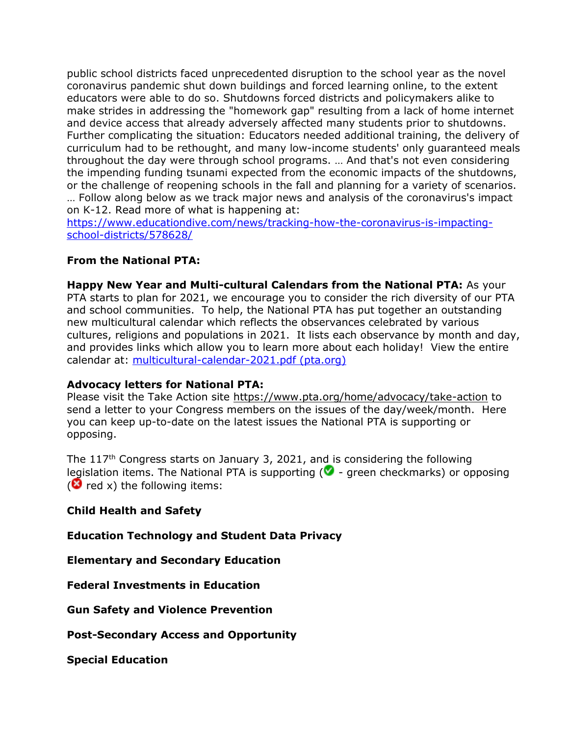public school districts faced unprecedented disruption to the school year as the novel coronavirus pandemic shut down buildings and forced learning online, to the extent educators were able to do so. Shutdowns forced districts and policymakers alike to make strides in addressing the "homework gap" resulting from a lack of home internet and device access that already adversely affected many students prior to shutdowns. Further complicating the situation: Educators needed additional training, the delivery of curriculum had to be rethought, and many low-income students' only guaranteed meals throughout the day were through school programs. … And that's not even considering the impending funding tsunami expected from the economic impacts of the shutdowns, or the challenge of reopening schools in the fall and planning for a variety of scenarios. … Follow along below as we track major news and analysis of the coronavirus's impact on K-12. Read more of what is happening at: [https://www.educationdive.com/news/tracking-how-the-coronavirus-is-impacting-school-districts/578628/](https://www.educationdive.com/news/tracking-how-the-coronavirus-is-impacting-school-districts/578628/)

**From the National PTA:**

**Happy New Year and Multi-cultural Calendars from the National PTA:** As your PTA starts to plan for 2021, we encourage you to consider the rich diversity of our PTA and school communities. To help, the National PTA has put together an outstanding new multicultural calendar which reflects the observances celebrated by various cultures, religions and populations in 2021. It lists each observance by month and day, and provides links which allow you to learn more about each holiday! View the entire calendar at: multicultural-calendar-2021.pdf (pta.org)

**Advocacy letters for National PTA:**
Please visit the Take Action site https://www.pta.org/home/advocacy/take-action to send a letter to your Congress members on the issues of the day/week/month. Here you can keep up-to-date on the latest issues the National PTA is supporting or opposing.

The 117th Congress starts on January 3, 2021, and is considering the following legislation items. The National PTA is supporting (✅ - green checkmarks) or opposing (❌ red x) the following items:

**Child Health and Safety**

**Education Technology and Student Data Privacy**

**Elementary and Secondary Education**

**Federal Investments in Education**

**Gun Safety and Violence Prevention**

**Post-Secondary Access and Opportunity**

**Special Education**